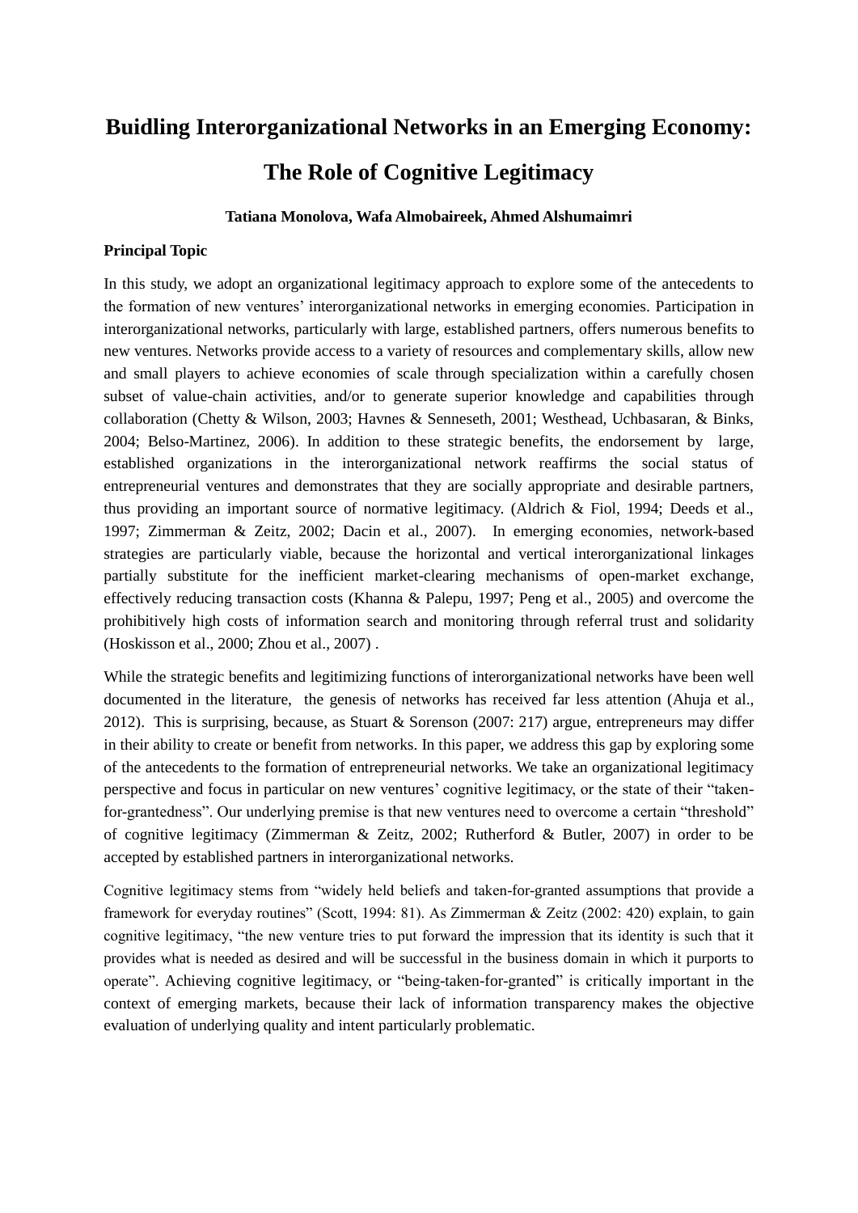# Buidling Interorganizational Networks in an Emerging Economy: The Role of Cognitive Legitimacy

**Tatiana Monolova, Wafa Almobaireek, Ahmed Alshumaimri**

### Principal Topic

In this study, we adopt an organizational legitimacy approach to explore some of the antecedents to the formation of new ventures' interorganizational networks in emerging economies. Participation in interorganizational networks, particularly with large, established partners, offers numerous benefits to new ventures. Networks provide access to a variety of resources and complementary skills, allow new and small players to achieve economies of scale through specialization within a carefully chosen subset of value-chain activities, and/or to generate superior knowledge and capabilities through collaboration (Chetty & Wilson, 2003; Havnes & Senneseth, 2001; Westhead, Uchbasaran, & Binks, 2004; Belso-Martinez, 2006). In addition to these strategic benefits, the endorsement by large, established organizations in the interorganizational network reaffirms the social status of entrepreneurial ventures and demonstrates that they are socially appropriate and desirable partners, thus providing an important source of normative legitimacy. (Aldrich & Fiol, 1994; Deeds et al., 1997; Zimmerman & Zeitz, 2002; Dacin et al., 2007). In emerging economies, network-based strategies are particularly viable, because the horizontal and vertical interorganizational linkages partially substitute for the inefficient market-clearing mechanisms of open-market exchange, effectively reducing transaction costs (Khanna & Palepu, 1997; Peng et al., 2005) and overcome the prohibitively high costs of information search and monitoring through referral trust and solidarity (Hoskisson et al., 2000; Zhou et al., 2007) .

While the strategic benefits and legitimizing functions of interorganizational networks have been well documented in the literature, the genesis of networks has received far less attention (Ahuja et al., 2012). This is surprising, because, as Stuart & Sorenson (2007: 217) argue, entrepreneurs may differ in their ability to create or benefit from networks. In this paper, we address this gap by exploring some of the antecedents to the formation of entrepreneurial networks. We take an organizational legitimacy perspective and focus in particular on new ventures' cognitive legitimacy, or the state of their "taken-for-grantedness". Our underlying premise is that new ventures need to overcome a certain "threshold" of cognitive legitimacy (Zimmerman & Zeitz, 2002; Rutherford & Butler, 2007) in order to be accepted by established partners in interorganizational networks.

Cognitive legitimacy stems from "widely held beliefs and taken-for-granted assumptions that provide a framework for everyday routines" (Scott, 1994: 81). As Zimmerman & Zeitz (2002: 420) explain, to gain cognitive legitimacy, "the new venture tries to put forward the impression that its identity is such that it provides what is needed as desired and will be successful in the business domain in which it purports to operate". Achieving cognitive legitimacy, or "being-taken-for-granted" is critically important in the context of emerging markets, because their lack of information transparency makes the objective evaluation of underlying quality and intent particularly problematic.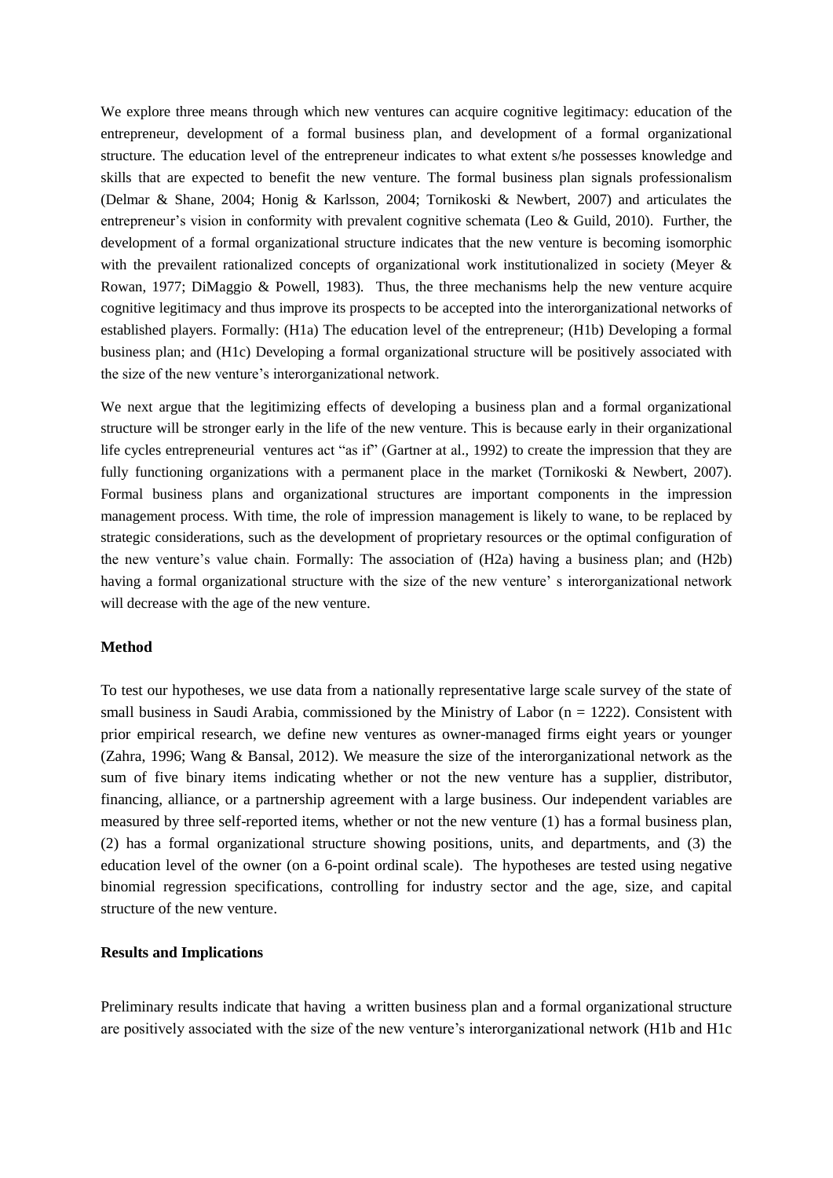We explore three means through which new ventures can acquire cognitive legitimacy: education of the entrepreneur, development of a formal business plan, and development of a formal organizational structure. The education level of the entrepreneur indicates to what extent s/he possesses knowledge and skills that are expected to benefit the new venture. The formal business plan signals professionalism (Delmar & Shane, 2004; Honig & Karlsson, 2004; Tornikoski & Newbert, 2007) and articulates the entrepreneur's vision in conformity with prevalent cognitive schemata (Leo & Guild, 2010). Further, the development of a formal organizational structure indicates that the new venture is becoming isomorphic with the prevailent rationalized concepts of organizational work institutionalized in society (Meyer & Rowan, 1977; DiMaggio & Powell, 1983). Thus, the three mechanisms help the new venture acquire cognitive legitimacy and thus improve its prospects to be accepted into the interorganizational networks of established players. Formally: (H1a) The education level of the entrepreneur; (H1b) Developing a formal business plan; and (H1c) Developing a formal organizational structure will be positively associated with the size of the new venture's interorganizational network.

We next argue that the legitimizing effects of developing a business plan and a formal organizational structure will be stronger early in the life of the new venture. This is because early in their organizational life cycles entrepreneurial ventures act "as if" (Gartner at al., 1992) to create the impression that they are fully functioning organizations with a permanent place in the market (Tornikoski & Newbert, 2007). Formal business plans and organizational structures are important components in the impression management process. With time, the role of impression management is likely to wane, to be replaced by strategic considerations, such as the development of proprietary resources or the optimal configuration of the new venture's value chain. Formally: The association of (H2a) having a business plan; and (H2b) having a formal organizational structure with the size of the new venture' s interorganizational network will decrease with the age of the new venture.

**Method**

To test our hypotheses, we use data from a nationally representative large scale survey of the state of small business in Saudi Arabia, commissioned by the Ministry of Labor (n = 1222). Consistent with prior empirical research, we define new ventures as owner-managed firms eight years or younger (Zahra, 1996; Wang & Bansal, 2012). We measure the size of the interorganizational network as the sum of five binary items indicating whether or not the new venture has a supplier, distributor, financing, alliance, or a partnership agreement with a large business. Our independent variables are measured by three self-reported items, whether or not the new venture (1) has a formal business plan, (2) has a formal organizational structure showing positions, units, and departments, and (3) the education level of the owner (on a 6-point ordinal scale). The hypotheses are tested using negative binomial regression specifications, controlling for industry sector and the age, size, and capital structure of the new venture.

**Results and Implications**

Preliminary results indicate that having a written business plan and a formal organizational structure are positively associated with the size of the new venture's interorganizational network (H1b and H1c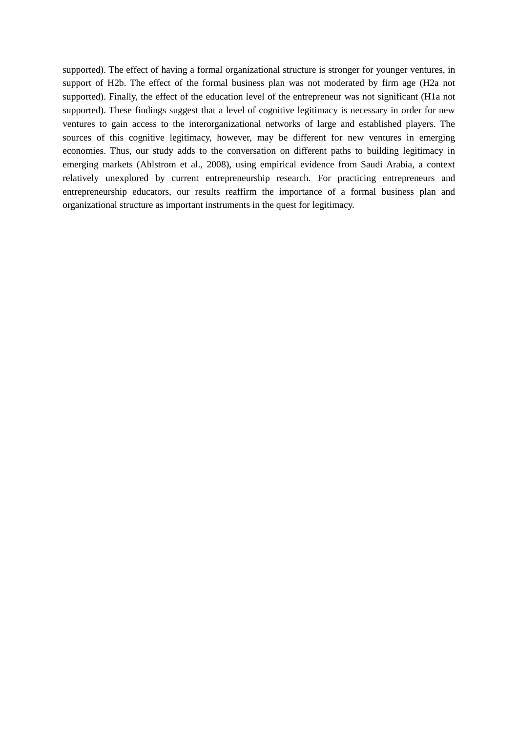supported). The effect of having a formal organizational structure is stronger for younger ventures, in support of H2b. The effect of the formal business plan was not moderated by firm age (H2a not supported). Finally, the effect of the education level of the entrepreneur was not significant (H1a not supported). These findings suggest that a level of cognitive legitimacy is necessary in order for new ventures to gain access to the interorganizational networks of large and established players. The sources of this cognitive legitimacy, however, may be different for new ventures in emerging economies. Thus, our study adds to the conversation on different paths to building legitimacy in emerging markets (Ahlstrom et al., 2008), using empirical evidence from Saudi Arabia, a context relatively unexplored by current entrepreneurship research. For practicing entrepreneurs and entrepreneurship educators, our results reaffirm the importance of a formal business plan and organizational structure as important instruments in the quest for legitimacy.